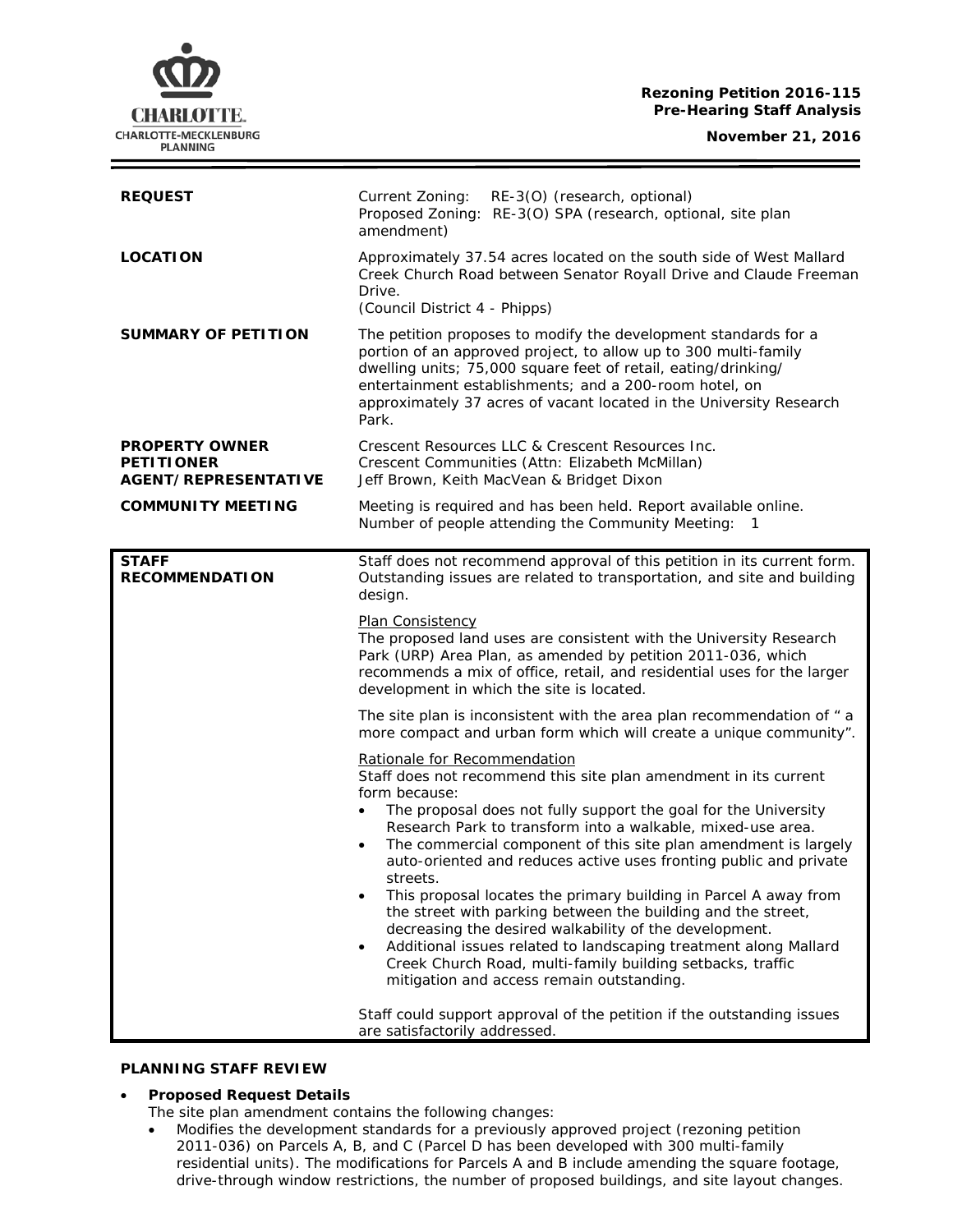**Rezoning Petition 2016-115**
**Pre-Hearing Staff Analysis**

**November 21, 2016**

| | |
|---|---|
| **REQUEST** | Current Zoning: RE-3(O) (research, optional)<br>Proposed Zoning: RE-3(O) SPA (research, optional, site plan amendment) |
| **LOCATION** | Approximately 37.54 acres located on the south side of West Mallard Creek Church Road between Senator Royall Drive and Claude Freeman Drive.<br>(Council District 4 - Phipps) |
| **SUMMARY OF PETITION** | The petition proposes to modify the development standards for a portion of an approved project, to allow up to 300 multi-family dwelling units; 75,000 square feet of retail, eating/drinking/ entertainment establishments; and a 200-room hotel, on approximately 37 acres of vacant located in the University Research Park. |
| **PROPERTY OWNER**<br>**PETITIONER**<br>**AGENT/REPRESENTATIVE** | Crescent Resources LLC & Crescent Resources Inc.<br>Crescent Communities (Attn: Elizabeth McMillan)<br>Jeff Brown, Keith MacVean & Bridget Dixon |
| **COMMUNITY MEETING** | Meeting is required and has been held. Report available online.<br>Number of people attending the Community Meeting: 1 |

**STAFF RECOMMENDATION**

Staff does not recommend approval of this petition in its current form. Outstanding issues are related to transportation, and site and building design.

Plan Consistency

The proposed land uses are consistent with the University Research Park (URP) Area Plan, as amended by petition 2011-036, which recommends a mix of office, retail, and residential uses for the larger development in which the site is located.

The site plan is inconsistent with the area plan recommendation of " a more compact and urban form which will create a unique community".

Rationale for Recommendation

Staff does not recommend this site plan amendment in its current form because:

- The proposal does not fully support the goal for the University Research Park to transform into a walkable, mixed-use area.
- The commercial component of this site plan amendment is largely auto-oriented and reduces active uses fronting public and private streets.
- This proposal locates the primary building in Parcel A away from the street with parking between the building and the street, decreasing the desired walkability of the development.
- Additional issues related to landscaping treatment along Mallard Creek Church Road, multi-family building setbacks, traffic mitigation and access remain outstanding.

Staff could support approval of the petition if the outstanding issues are satisfactorily addressed.

## PLANNING STAFF REVIEW

- **Proposed Request Details**
  The site plan amendment contains the following changes:
  - Modifies the development standards for a previously approved project (rezoning petition 2011-036) on Parcels A, B, and C (Parcel D has been developed with 300 multi-family residential units). The modifications for Parcels A and B include amending the square footage, drive-through window restrictions, the number of proposed buildings, and site layout changes.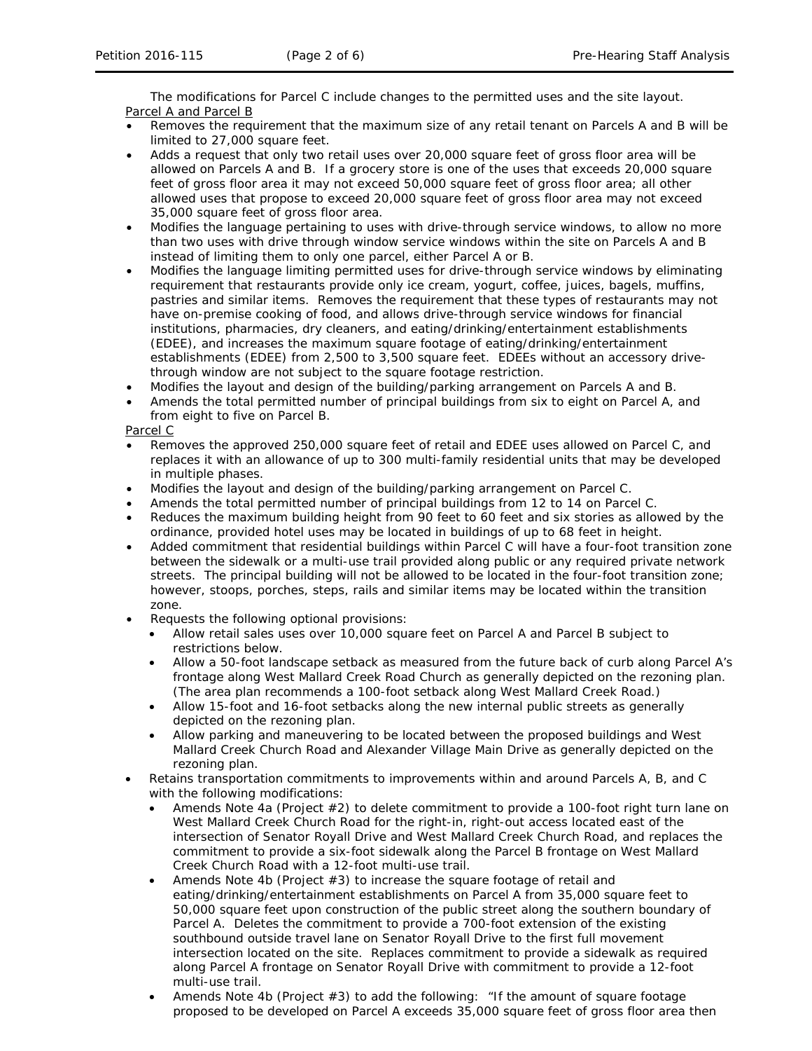The modifications for Parcel C include changes to the permitted uses and the site layout.

Parcel A and Parcel B

- Removes the requirement that the maximum size of any retail tenant on Parcels A and B will be limited to 27,000 square feet.
- Adds a request that only two retail uses over 20,000 square feet of gross floor area will be allowed on Parcels A and B. If a grocery store is one of the uses that exceeds 20,000 square feet of gross floor area it may not exceed 50,000 square feet of gross floor area; all other allowed uses that propose to exceed 20,000 square feet of gross floor area may not exceed 35,000 square feet of gross floor area.
- Modifies the language pertaining to uses with drive-through service windows, to allow no more than two uses with drive through window service windows within the site on Parcels A and B instead of limiting them to only one parcel, either Parcel A or B.
- Modifies the language limiting permitted uses for drive-through service windows by eliminating requirement that restaurants provide only ice cream, yogurt, coffee, juices, bagels, muffins, pastries and similar items. Removes the requirement that these types of restaurants may not have on-premise cooking of food, and allows drive-through service windows for financial institutions, pharmacies, dry cleaners, and eating/drinking/entertainment establishments (EDEE), and increases the maximum square footage of eating/drinking/entertainment establishments (EDEE) from 2,500 to 3,500 square feet. EDEEs without an accessory drive-through window are not subject to the square footage restriction.
- Modifies the layout and design of the building/parking arrangement on Parcels A and B.
- Amends the total permitted number of principal buildings from six to eight on Parcel A, and from eight to five on Parcel B.

Parcel C

- Removes the approved 250,000 square feet of retail and EDEE uses allowed on Parcel C, and replaces it with an allowance of up to 300 multi-family residential units that may be developed in multiple phases.
- Modifies the layout and design of the building/parking arrangement on Parcel C.
- Amends the total permitted number of principal buildings from 12 to 14 on Parcel C.
- Reduces the maximum building height from 90 feet to 60 feet and six stories as allowed by the ordinance, provided hotel uses may be located in buildings of up to 68 feet in height.
- Added commitment that residential buildings within Parcel C will have a four-foot transition zone between the sidewalk or a multi-use trail provided along public or any required private network streets. The principal building will not be allowed to be located in the four-foot transition zone; however, stoops, porches, steps, rails and similar items may be located within the transition zone.
- Requests the following optional provisions:
  - Allow retail sales uses over 10,000 square feet on Parcel A and Parcel B subject to restrictions below.
  - Allow a 50-foot landscape setback as measured from the future back of curb along Parcel A's frontage along West Mallard Creek Road Church as generally depicted on the rezoning plan. (The area plan recommends a 100-foot setback along West Mallard Creek Road.)
  - Allow 15-foot and 16-foot setbacks along the new internal public streets as generally depicted on the rezoning plan.
  - Allow parking and maneuvering to be located between the proposed buildings and West Mallard Creek Church Road and Alexander Village Main Drive as generally depicted on the rezoning plan.
- Retains transportation commitments to improvements within and around Parcels A, B, and C with the following modifications:
  - Amends Note 4a (Project #2) to delete commitment to provide a 100-foot right turn lane on West Mallard Creek Church Road for the right-in, right-out access located east of the intersection of Senator Royall Drive and West Mallard Creek Church Road, and replaces the commitment to provide a six-foot sidewalk along the Parcel B frontage on West Mallard Creek Church Road with a 12-foot multi-use trail.
  - Amends Note 4b (Project #3) to increase the square footage of retail and eating/drinking/entertainment establishments on Parcel A from 35,000 square feet to 50,000 square feet upon construction of the public street along the southern boundary of Parcel A. Deletes the commitment to provide a 700-foot extension of the existing southbound outside travel lane on Senator Royall Drive to the first full movement intersection located on the site. Replaces commitment to provide a sidewalk as required along Parcel A frontage on Senator Royall Drive with commitment to provide a 12-foot multi-use trail.
  - Amends Note 4b (Project #3) to add the following: "If the amount of square footage proposed to be developed on Parcel A exceeds 35,000 square feet of gross floor area then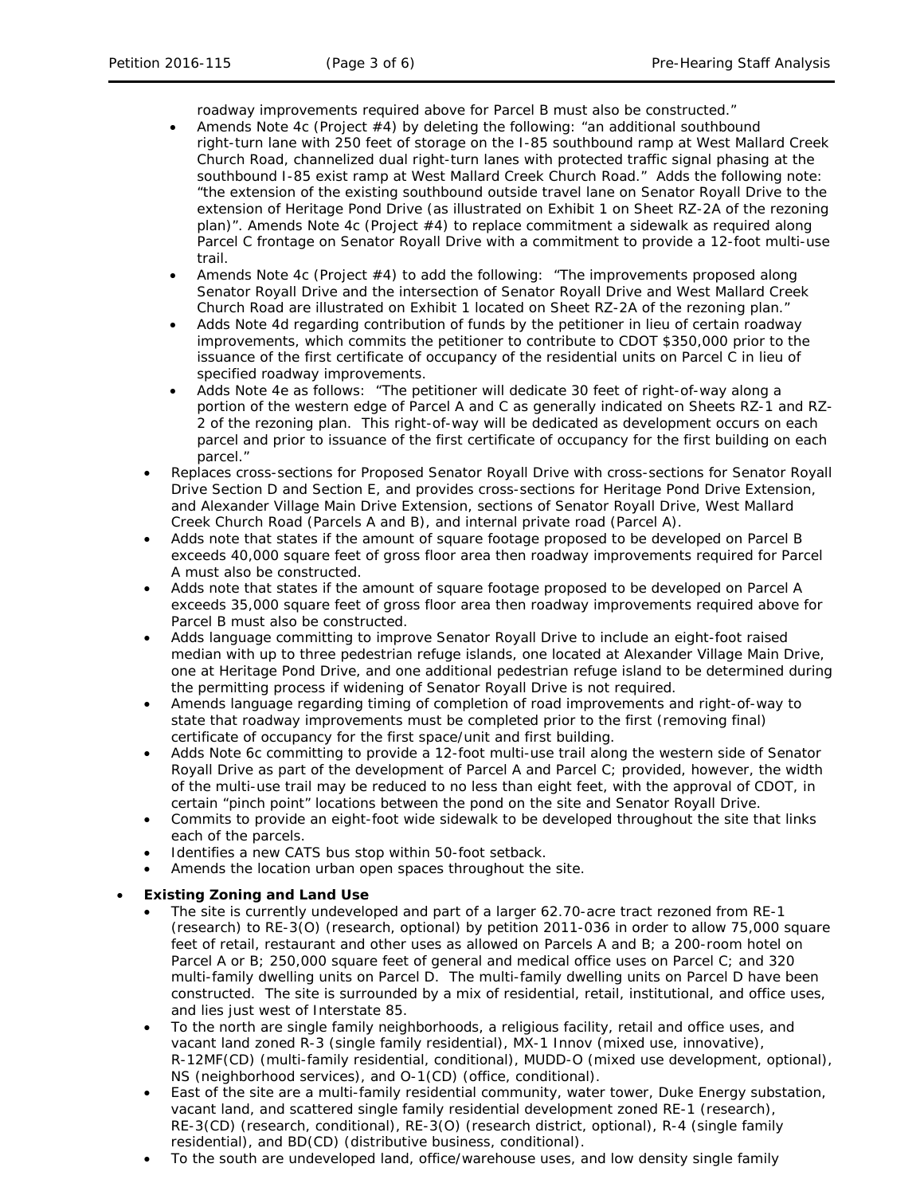roadway improvements required above for Parcel B must also be constructed."

- Amends Note 4c (Project #4) by deleting the following: "an additional southbound right-turn lane with 250 feet of storage on the I-85 southbound ramp at West Mallard Creek Church Road, channelized dual right-turn lanes with protected traffic signal phasing at the southbound I-85 exist ramp at West Mallard Creek Church Road." Adds the following note: "the extension of the existing southbound outside travel lane on Senator Royall Drive to the extension of Heritage Pond Drive (as illustrated on Exhibit 1 on Sheet RZ-2A of the rezoning plan)". Amends Note 4c (Project #4) to replace commitment a sidewalk as required along Parcel C frontage on Senator Royall Drive with a commitment to provide a 12-foot multi-use trail.
- Amends Note 4c (Project #4) to add the following: "The improvements proposed along Senator Royall Drive and the intersection of Senator Royall Drive and West Mallard Creek Church Road are illustrated on Exhibit 1 located on Sheet RZ-2A of the rezoning plan."
- Adds Note 4d regarding contribution of funds by the petitioner in lieu of certain roadway improvements, which commits the petitioner to contribute to CDOT $350,000 prior to the issuance of the first certificate of occupancy of the residential units on Parcel C in lieu of specified roadway improvements.
- Adds Note 4e as follows: "The petitioner will dedicate 30 feet of right-of-way along a portion of the western edge of Parcel A and C as generally indicated on Sheets RZ-1 and RZ-2 of the rezoning plan. This right-of-way will be dedicated as development occurs on each parcel and prior to issuance of the first certificate of occupancy for the first building on each parcel."

- Replaces cross-sections for Proposed Senator Royall Drive with cross-sections for Senator Royall Drive Section D and Section E, and provides cross-sections for Heritage Pond Drive Extension, and Alexander Village Main Drive Extension, sections of Senator Royall Drive, West Mallard Creek Church Road (Parcels A and B), and internal private road (Parcel A).
- Adds note that states if the amount of square footage proposed to be developed on Parcel B exceeds 40,000 square feet of gross floor area then roadway improvements required for Parcel A must also be constructed.
- Adds note that states if the amount of square footage proposed to be developed on Parcel A exceeds 35,000 square feet of gross floor area then roadway improvements required above for Parcel B must also be constructed.
- Adds language committing to improve Senator Royall Drive to include an eight-foot raised median with up to three pedestrian refuge islands, one located at Alexander Village Main Drive, one at Heritage Pond Drive, and one additional pedestrian refuge island to be determined during the permitting process if widening of Senator Royall Drive is not required.
- Amends language regarding timing of completion of road improvements and right-of-way to state that roadway improvements must be completed prior to the first (removing final) certificate of occupancy for the first space/unit and first building.
- Adds Note 6c committing to provide a 12-foot multi-use trail along the western side of Senator Royall Drive as part of the development of Parcel A and Parcel C; provided, however, the width of the multi-use trail may be reduced to no less than eight feet, with the approval of CDOT, in certain "pinch point" locations between the pond on the site and Senator Royall Drive.
- Commits to provide an eight-foot wide sidewalk to be developed throughout the site that links each of the parcels.
- Identifies a new CATS bus stop within 50-foot setback.
- Amends the location urban open spaces throughout the site.

- **Existing Zoning and Land Use**
  - The site is currently undeveloped and part of a larger 62.70-acre tract rezoned from RE-1 (research) to RE-3(O) (research, optional) by petition 2011-036 in order to allow 75,000 square feet of retail, restaurant and other uses as allowed on Parcels A and B; a 200-room hotel on Parcel A or B; 250,000 square feet of general and medical office uses on Parcel C; and 320 multi-family dwelling units on Parcel D. The multi-family dwelling units on Parcel D have been constructed. The site is surrounded by a mix of residential, retail, institutional, and office uses, and lies just west of Interstate 85.
  - To the north are single family neighborhoods, a religious facility, retail and office uses, and vacant land zoned R-3 (single family residential), MX-1 Innov (mixed use, innovative), R-12MF(CD) (multi-family residential, conditional), MUDD-O (mixed use development, optional), NS (neighborhood services), and O-1(CD) (office, conditional).
  - East of the site are a multi-family residential community, water tower, Duke Energy substation, vacant land, and scattered single family residential development zoned RE-1 (research), RE-3(CD) (research, conditional), RE-3(O) (research district, optional), R-4 (single family residential), and BD(CD) (distributive business, conditional).
  - To the south are undeveloped land, office/warehouse uses, and low density single family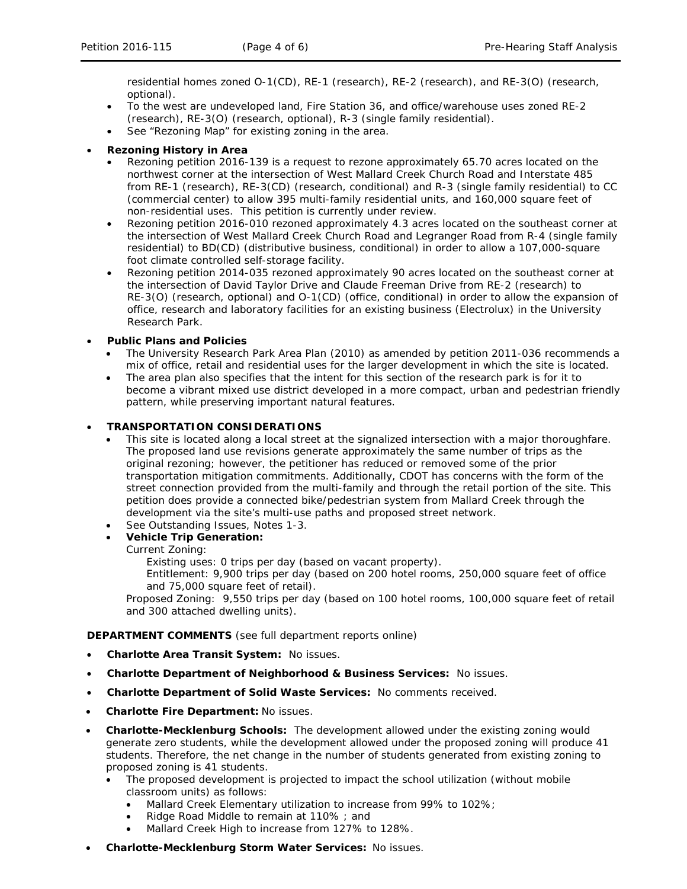residential homes zoned O-1(CD), RE-1 (research), RE-2 (research), and RE-3(O) (research, optional).
- To the west are undeveloped land, Fire Station 36, and office/warehouse uses zoned RE-2 (research), RE-3(O) (research, optional), R-3 (single family residential).
- See "Rezoning Map" for existing zoning in the area.

- **Rezoning History in Area**
  - Rezoning petition 2016-139 is a request to rezone approximately 65.70 acres located on the northwest corner at the intersection of West Mallard Creek Church Road and Interstate 485 from RE-1 (research), RE-3(CD) (research, conditional) and R-3 (single family residential) to CC (commercial center) to allow 395 multi-family residential units, and 160,000 square feet of non-residential uses. This petition is currently under review.
  - Rezoning petition 2016-010 rezoned approximately 4.3 acres located on the southeast corner at the intersection of West Mallard Creek Church Road and Legranger Road from R-4 (single family residential) to BD(CD) (distributive business, conditional) in order to allow a 107,000-square foot climate controlled self-storage facility.
  - Rezoning petition 2014-035 rezoned approximately 90 acres located on the southeast corner at the intersection of David Taylor Drive and Claude Freeman Drive from RE-2 (research) to RE-3(O) (research, optional) and O-1(CD) (office, conditional) in order to allow the expansion of office, research and laboratory facilities for an existing business (Electrolux) in the University Research Park.

- **Public Plans and Policies**
  - The University Research Park Area Plan (2010) as amended by petition 2011-036 recommends a mix of office, retail and residential uses for the larger development in which the site is located.
  - The area plan also specifies that the intent for this section of the research park is for it to become a vibrant mixed use district developed in a more compact, urban and pedestrian friendly pattern, while preserving important natural features.

- **TRANSPORTATION CONSIDERATIONS**
  - This site is located along a local street at the signalized intersection with a major thoroughfare. The proposed land use revisions generate approximately the same number of trips as the original rezoning; however, the petitioner has reduced or removed some of the prior transportation mitigation commitments. Additionally, CDOT has concerns with the form of the street connection provided from the multi-family and through the retail portion of the site. This petition does provide a connected bike/pedestrian system from Mallard Creek through the development via the site's multi-use paths and proposed street network.
  - See Outstanding Issues, Notes 1-3.
  - **Vehicle Trip Generation:**

    Current Zoning:

    Existing uses: 0 trips per day (based on vacant property).

    Entitlement: 9,900 trips per day (based on 200 hotel rooms, 250,000 square feet of office and 75,000 square feet of retail).

    Proposed Zoning: 9,550 trips per day (based on 100 hotel rooms, 100,000 square feet of retail and 300 attached dwelling units).

**DEPARTMENT COMMENTS** (see full department reports online)

- **Charlotte Area Transit System:** No issues.
- **Charlotte Department of Neighborhood & Business Services:** No issues.
- **Charlotte Department of Solid Waste Services:** No comments received.
- **Charlotte Fire Department:** No issues.
- **Charlotte-Mecklenburg Schools:** The development allowed under the existing zoning would generate zero students, while the development allowed under the proposed zoning will produce 41 students. Therefore, the net change in the number of students generated from existing zoning to proposed zoning is 41 students.
  - The proposed development is projected to impact the school utilization (without mobile classroom units) as follows:
    - Mallard Creek Elementary utilization to increase from 99% to 102%;
    - Ridge Road Middle to remain at 110% ; and
    - Mallard Creek High to increase from 127% to 128%.
- **Charlotte-Mecklenburg Storm Water Services:** No issues.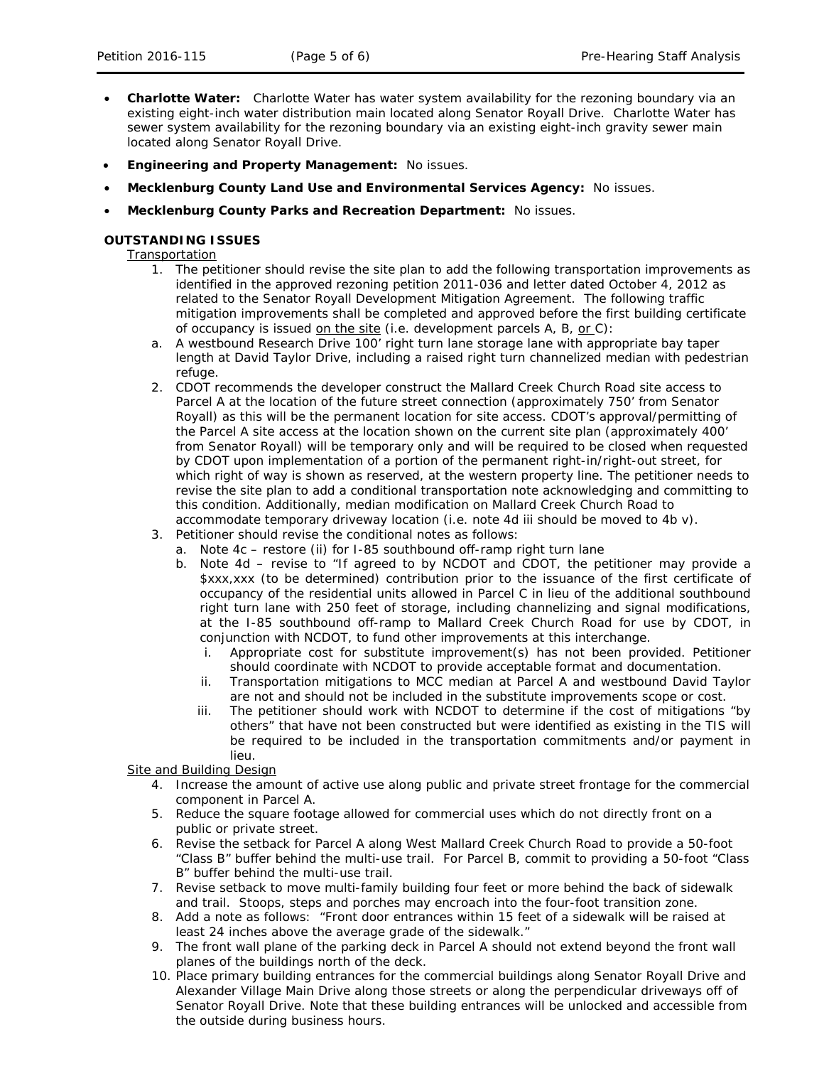- **Charlotte Water:** Charlotte Water has water system availability for the rezoning boundary via an existing eight-inch water distribution main located along Senator Royall Drive. Charlotte Water has sewer system availability for the rezoning boundary via an existing eight-inch gravity sewer main located along Senator Royall Drive.
- **Engineering and Property Management:** No issues.
- **Mecklenburg County Land Use and Environmental Services Agency:** No issues.
- **Mecklenburg County Parks and Recreation Department:** No issues.

**OUTSTANDING ISSUES**

Transportation

1. The petitioner should revise the site plan to add the following transportation improvements as identified in the approved rezoning petition 2011-036 and letter dated October 4, 2012 as related to the Senator Royall Development Mitigation Agreement. The following traffic mitigation improvements shall be completed and approved before the first building certificate of occupancy is issued on the site (i.e. development parcels A, B, or C):
   a. A westbound Research Drive 100' right turn lane storage lane with appropriate bay taper length at David Taylor Drive, including a raised right turn channelized median with pedestrian refuge.
2. CDOT recommends the developer construct the Mallard Creek Church Road site access to Parcel A at the location of the future street connection (approximately 750' from Senator Royall) as this will be the permanent location for site access. CDOT's approval/permitting of the Parcel A site access at the location shown on the current site plan (approximately 400' from Senator Royall) will be temporary only and will be required to be closed when requested by CDOT upon implementation of a portion of the permanent right-in/right-out street, for which right of way is shown as reserved, at the western property line. The petitioner needs to revise the site plan to add a conditional transportation note acknowledging and committing to this condition. Additionally, median modification on Mallard Creek Church Road to accommodate temporary driveway location (i.e. note 4d iii should be moved to 4b v).
3. Petitioner should revise the conditional notes as follows:
   a. Note 4c – restore (ii) for I-85 southbound off-ramp right turn lane
   b. Note 4d – revise to "If agreed to by NCDOT and CDOT, the petitioner may provide a $xxx,xxx (to be determined) contribution prior to the issuance of the first certificate of occupancy of the residential units allowed in Parcel C in lieu of the additional southbound right turn lane with 250 feet of storage, including channelizing and signal modifications, at the I-85 southbound off-ramp to Mallard Creek Church Road for use by CDOT, in conjunction with NCDOT, to fund other improvements at this interchange.
      i. Appropriate cost for substitute improvement(s) has not been provided. Petitioner should coordinate with NCDOT to provide acceptable format and documentation.
      ii. Transportation mitigations to MCC median at Parcel A and westbound David Taylor are not and should not be included in the substitute improvements scope or cost.
      iii. The petitioner should work with NCDOT to determine if the cost of mitigations "by others" that have not been constructed but were identified as existing in the TIS will be required to be included in the transportation commitments and/or payment in lieu.

Site and Building Design

4. Increase the amount of active use along public and private street frontage for the commercial component in Parcel A.
5. Reduce the square footage allowed for commercial uses which do not directly front on a public or private street.
6. Revise the setback for Parcel A along West Mallard Creek Church Road to provide a 50-foot "Class B" buffer behind the multi-use trail. For Parcel B, commit to providing a 50-foot "Class B" buffer behind the multi-use trail.
7. Revise setback to move multi-family building four feet or more behind the back of sidewalk and trail. Stoops, steps and porches may encroach into the four-foot transition zone.
8. Add a note as follows: "Front door entrances within 15 feet of a sidewalk will be raised at least 24 inches above the average grade of the sidewalk."
9. The front wall plane of the parking deck in Parcel A should not extend beyond the front wall planes of the buildings north of the deck.
10. Place primary building entrances for the commercial buildings along Senator Royall Drive and Alexander Village Main Drive along those streets or along the perpendicular driveways off of Senator Royall Drive. Note that these building entrances will be unlocked and accessible from the outside during business hours.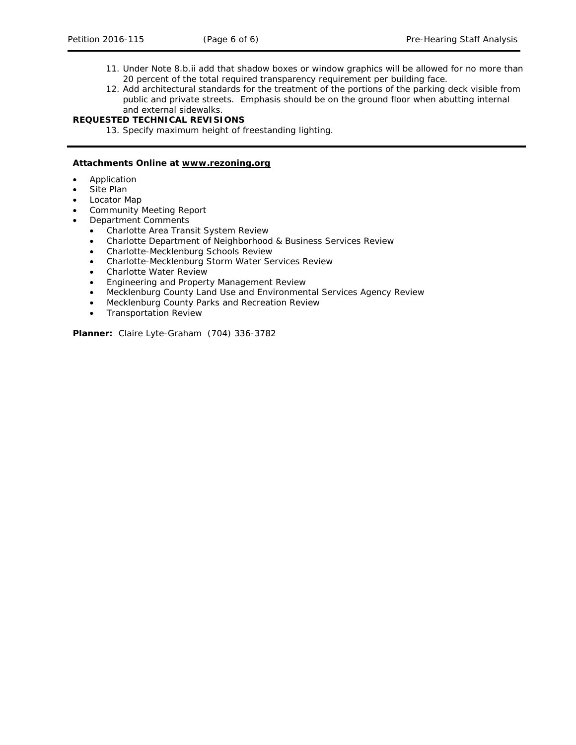11. Under Note 8.b.ii add that shadow boxes or window graphics will be allowed for no more than 20 percent of the total required transparency requirement per building face.
12. Add architectural standards for the treatment of the portions of the parking deck visible from public and private streets. Emphasis should be on the ground floor when abutting internal and external sidewalks.

**REQUESTED TECHNICAL REVISIONS**

13. Specify maximum height of freestanding lighting.

---

**Attachments Online at www.rezoning.org**

- Application
- Site Plan
- Locator Map
- Community Meeting Report
- Department Comments
  - Charlotte Area Transit System Review
  - Charlotte Department of Neighborhood & Business Services Review
  - Charlotte-Mecklenburg Schools Review
  - Charlotte-Mecklenburg Storm Water Services Review
  - Charlotte Water Review
  - Engineering and Property Management Review
  - Mecklenburg County Land Use and Environmental Services Agency Review
  - Mecklenburg County Parks and Recreation Review
  - Transportation Review

**Planner:** Claire Lyte-Graham (704) 336-3782